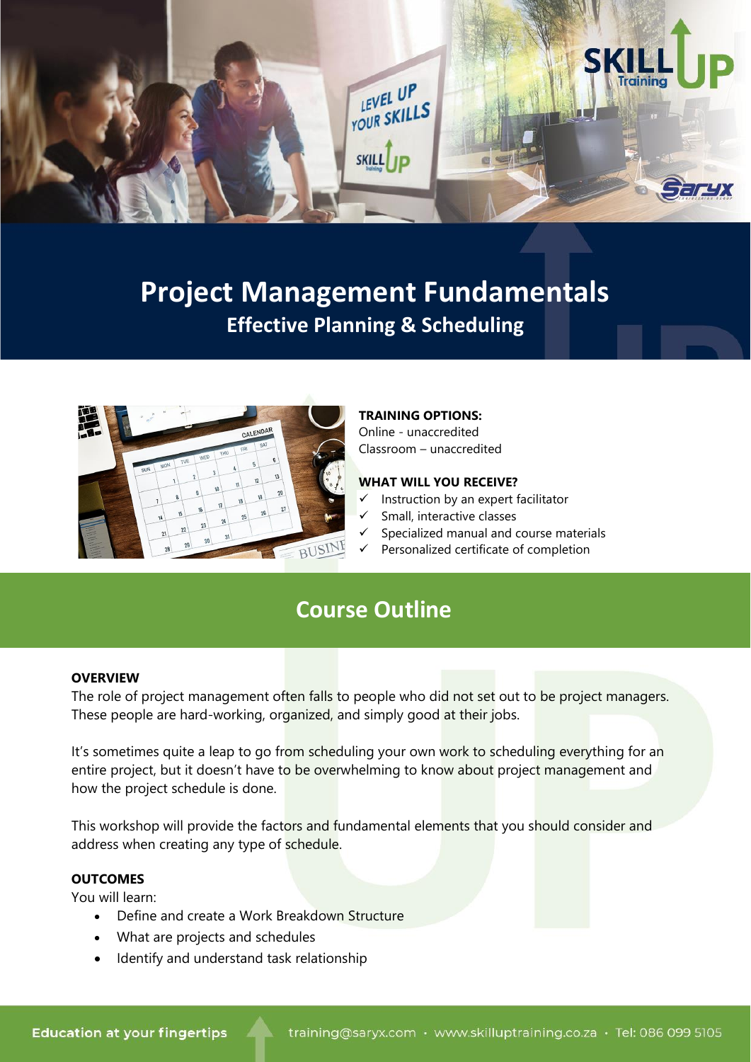# Project Management Fundamentals

## Effective Planning & Scheduling

**TRAINING OPTIONS:**
Online - unaccredited
Classroom – unaccredited

**WHAT WILL YOU RECEIVE?**

- ✓ Instruction by an expert facilitator
- ✓ Small, interactive classes
- ✓ Specialized manual and course materials
- ✓ Personalized certificate of completion

## Course Outline

**OVERVIEW**

The role of project management often falls to people who did not set out to be project managers. These people are hard-working, organized, and simply good at their jobs.

It's sometimes quite a leap to go from scheduling your own work to scheduling everything for an entire project, but it doesn't have to be overwhelming to know about project management and how the project schedule is done.

This workshop will provide the factors and fundamental elements that you should consider and address when creating any type of schedule.

**OUTCOMES**

You will learn:

- Define and create a Work Breakdown Structure
- What are projects and schedules
- Identify and understand task relationship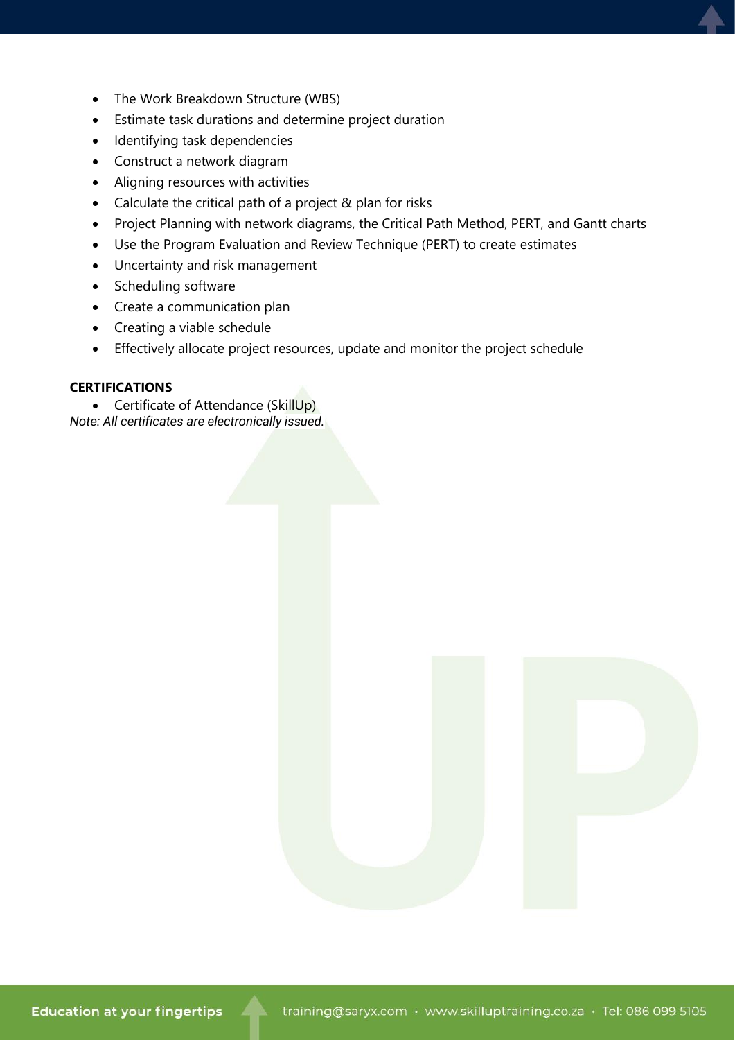- The Work Breakdown Structure (WBS)
- Estimate task durations and determine project duration
- Identifying task dependencies
- Construct a network diagram
- Aligning resources with activities
- Calculate the critical path of a project & plan for risks
- Project Planning with network diagrams, the Critical Path Method, PERT, and Gantt charts
- Use the Program Evaluation and Review Technique (PERT) to create estimates
- Uncertainty and risk management
- Scheduling software
- Create a communication plan
- Creating a viable schedule
- Effectively allocate project resources, update and monitor the project schedule

**CERTIFICATIONS**

- Certificate of Attendance (SkillUp)

*Note: All certificates are electronically issued.*